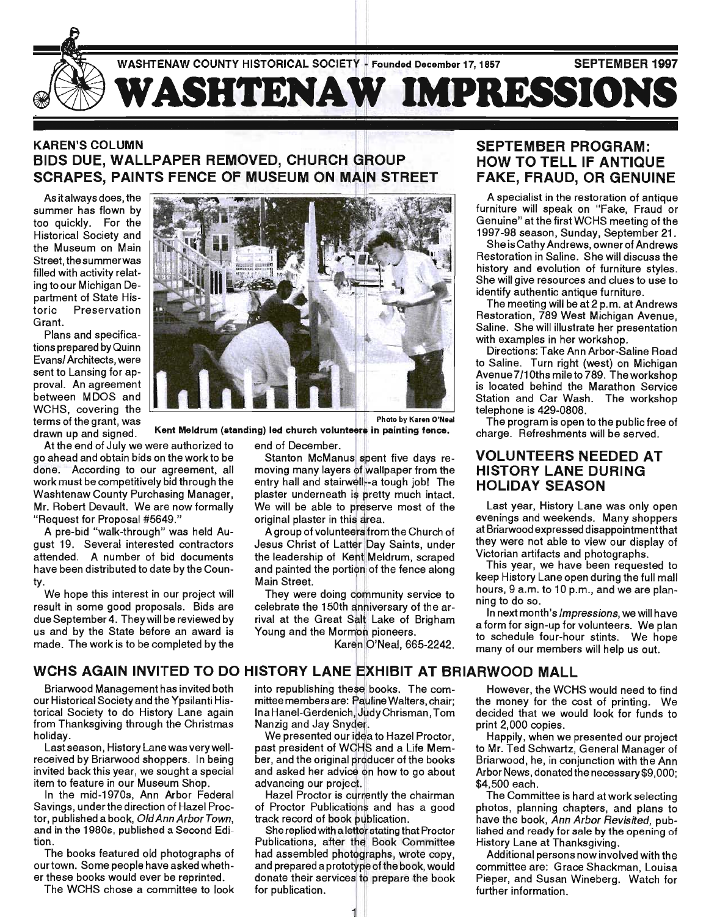WASHTENAW COUNTY HISTORICAL SOCIETY - Founded December 17, 1857 — SEPTEMBER 1997

# WASHTENAW IMPRESSIONS

## KAREN'S COLUMN
## BIDS DUE, WALLPAPER REMOVED, CHURCH GROUP SCRAPES, PAINTS FENCE OF MUSEUM ON MAIN STREET

As it always does, the summer has flown by too quickly. For the Historical Society and the Museum on Main Street, the summer was filled with activity relating to our Michigan Department of State Historic Preservation Grant.

Plans and specifications prepared by Quinn Evans/Architects, were sent to Lansing for approval. An agreement between MDOS and WCHS, covering the terms of the grant, was drawn up and signed.

Photo by Karen O'Neal
**Kent Meldrum (standing) led church volunteers in painting fence.**

At the end of July we were authorized to go ahead and obtain bids on the work to be done. According to our agreement, all work must be competitively bid through the Washtenaw County Purchasing Manager, Mr. Robert Devault. We are now formally "Request for Proposal #5649."

A pre-bid "walk-through" was held August 19. Several interested contractors attended. A number of bid documents have been distributed to date by the County.

We hope this interest in our project will result in some good proposals. Bids are due September 4. They will be reviewed by us and by the State before an award is made. The work is to be completed by the end of December.

Stanton McManus spent five days removing many layers of wallpaper from the entry hall and stairwell--a tough job! The plaster underneath is pretty much intact. We will be able to preserve most of the original plaster in this area.

A group of volunteers from the Church of Jesus Christ of Latter Day Saints, under the leadership of Kent Meldrum, scraped and painted the portion of the fence along Main Street.

They were doing community service to celebrate the 150th anniversary of the arrival at the Great Salt Lake of Brigham Young and the Mormon pioneers.

Karen O'Neal, 665-2242.

## SEPTEMBER PROGRAM: HOW TO TELL IF ANTIQUE FAKE, FRAUD, OR GENUINE

A specialist in the restoration of antique furniture will speak on "Fake, Fraud or Genuine" at the first WCHS meeting of the 1997-98 season, Sunday, September 21.

She is Cathy Andrews, owner of Andrews Restoration in Saline. She will discuss the history and evolution of furniture styles. She will give resources and clues to use to identify authentic antique furniture.

The meeting will be at 2 p.m. at Andrews Restoration, 789 West Michigan Avenue, Saline. She will illustrate her presentation with examples in her workshop.

Directions: Take Ann Arbor-Saline Road to Saline. Turn right (west) on Michigan Avenue 7/10ths mile to 789. The workshop is located behind the Marathon Service Station and Car Wash. The workshop telephone is 429-0808.

The program is open to the public free of charge. Refreshments will be served.

## VOLUNTEERS NEEDED AT HISTORY LANE DURING HOLIDAY SEASON

Last year, History Lane was only open evenings and weekends. Many shoppers at Briarwood expressed disappointment that they were not able to view our display of Victorian artifacts and photographs.

This year, we have been requested to keep History Lane open during the full mall hours, 9 a.m. to 10 p.m., and we are planning to do so.

In next month's *Impressions*, we will have a form for sign-up for volunteers. We plan to schedule four-hour stints. We hope many of our members will help us out.

## WCHS AGAIN INVITED TO DO HISTORY LANE EXHIBIT AT BRIARWOOD MALL

Briarwood Management has invited both our Historical Society and the Ypsilanti Historical Society to do History Lane again from Thanksgiving through the Christmas holiday.

Last season, History Lane was very well-received by Briarwood shoppers. In being invited back this year, we sought a special item to feature in our Museum Shop.

In the mid-1970s, Ann Arbor Federal Savings, under the direction of Hazel Proctor, published a book, *Old Ann Arbor Town*, and in the 1980s, published a Second Edition.

The books featured old photographs of our town. Some people have asked whether these books would ever be reprinted.

The WCHS chose a committee to look into republishing these books. The committee members are: Pauline Walters, chair; Ina Hanel-Gerdenich, Judy Chrisman, Tom Nanzig and Jay Snyder.

We presented our idea to Hazel Proctor, past president of WCHS and a Life Member, and the original producer of the books and asked her advice on how to go about advancing our project.

Hazel Proctor is currently the chairman of Proctor Publications and has a good track record of book publication.

She replied with a letter stating that Proctor Publications, after the Book Committee had assembled photographs, wrote copy, and prepared a prototype of the book, would donate their services to prepare the book for publication.

However, the WCHS would need to find the money for the cost of printing. We decided that we would look for funds to print 2,000 copies.

Happily, when we presented our project to Mr. Ted Schwartz, General Manager of Briarwood, he, in conjunction with the Ann Arbor News, donated the necessary $9,000; $4,500 each.

The Committee is hard at work selecting photos, planning chapters, and plans to have the book, *Ann Arbor Revisited*, published and ready for sale by the opening of History Lane at Thanksgiving.

Additional persons now involved with the committee are: Grace Shackman, Louisa Pieper, and Susan Wineberg. Watch for further information.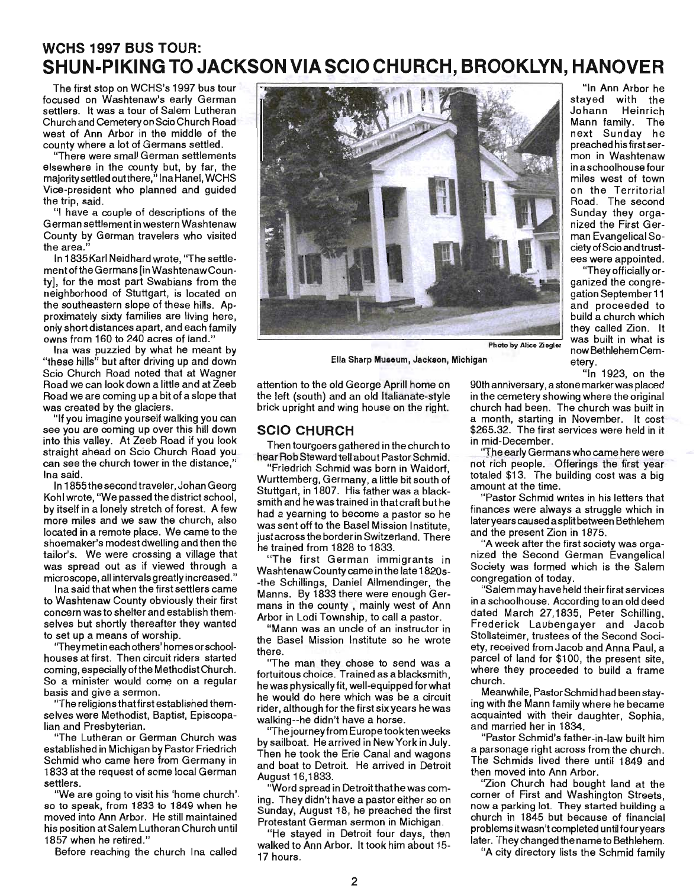## WCHS 1997 BUS TOUR:

# SHUN-PIKING TO JACKSON VIA SCIO CHURCH, BROOKLYN, HANOVER

The first stop on WCHS's 1997 bus tour focused on Washtenaw's early German settlers. It was a tour of Salem Lutheran Church and Cemetery on Scio Church Road west of Ann Arbor in the middle of the county where a lot of Germans settled.

"There were small German settlements elsewhere in the county but, by far, the majority settled out there," Ina Hanel, WCHS Vice-president who planned and guided the trip, said.

"I have a couple of descriptions of the German settlement in western Washtenaw County by German travelers who visited the area."

In 1835 Karl Neidhard wrote, "The settlement of the Germans [in Washtenaw County], for the most part Swabians from the neighborhood of Stuttgart, is located on the southeastern slope of these hills. Approximately sixty families are living here, only short distances apart, and each family owns from 160 to 240 acres of land."

Ina was puzzled by what he meant by "these hills" but after driving up and down Scio Church Road noted that at Wagner Road we can look down a little and at Zeeb Road we are coming up a bit of a slope that was created by the glaciers.

"If you imagine yourself walking you can see you are coming up over this hill down into this valley. At Zeeb Road if you look straight ahead on Scio Church Road you can see the church tower in the distance," Ina said.

In 1855 the second traveler, Johan Georg Kohl wrote, "We passed the district school, by itself in a lonely stretch of forest. A few more miles and we saw the church, also located in a remote place. We came to the shoemaker's modest dwelling and then the tailor's. We were crossing a village that was spread out as if viewed through a microscope, all intervals greatly increased."

Ina said that when the first settlers came to Washtenaw County obviously their first concern was to shelter and establish themselves but shortly thereafter they wanted to set up a means of worship.

"They met in each others' homes or schoolhouses at first. Then circuit riders started coming, especially of the Methodist Church. So a minister would come on a regular basis and give a sermon.

"The religions that first established themselves were Methodist, Baptist, Episcopalian and Presbyterian.

"The Lutheran or German Church was established in Michigan by Pastor Friedrich Schmid who came here from Germany in 1833 at the request of some local German settlers.

"We are going to visit his 'home church', so to speak, from 1833 to 1849 when he moved into Ann Arbor. He still maintained his position at Salem Lutheran Church until 1857 when he retired."

Before reaching the church Ina called attention to the old George Aprill home on the left (south) and an old Italianate-style brick upright and wing house on the right.

Photo by Alice Ziegler

Ella Sharp Museum, Jackson, Michigan

## SCIO CHURCH

Then tourgoers gathered in the church to hear Rob Steward tell about Pastor Schmid.

"Friedrich Schmid was born in Waldorf, Wurttemberg, Germany, a little bit south of Stuttgart, in 1807. His father was a blacksmith and he was trained in that craft but he had a yearning to become a pastor so he was sent off to the Basel Mission Institute, just across the border in Switzerland. There he trained from 1828 to 1833.

"The first German immigrants in Washtenaw County came in the late 1820s--the Schillings, Daniel Allmendinger, the Manns. By 1833 there were enough Germans in the county , mainly west of Ann Arbor in Lodi Township, to call a pastor.

"Mann was an uncle of an instructor in the Basel Mission Institute so he wrote there.

"The man they chose to send was a fortuitous choice. Trained as a blacksmith, he was physically fit, well-equipped for what he would do here which was be a circuit rider, although for the first six years he was walking--he didn't have a horse.

"The journey from Europe took ten weeks by sailboat. He arrived in New York in July. Then he took the Erie Canal and wagons and boat to Detroit. He arrived in Detroit August 16, 1833.

"Word spread in Detroit that he was coming. They didn't have a pastor either so on Sunday, August 18, he preached the first Protestant German sermon in Michigan.

"He stayed in Detroit four days, then walked to Ann Arbor. It took him about 15-17 hours.

"In Ann Arbor he stayed with the Johann Heinrich Mann family. The next Sunday he preached his first sermon in Washtenaw in a schoolhouse four miles west of town on the Territorial Road. The second Sunday they organized the First German Evangelical Society of Scio and trustees were appointed.

"They officially organized the congregation September 11 and proceeded to build a church which they called Zion. It was built in what is now Bethlehem Cemetery.

"In 1923, on the 90th anniversary, a stone marker was placed in the cemetery showing where the original church had been. The church was built in a month, starting in November. It cost $265.32. The first services were held in it in mid-December.

"The early Germans who came here were not rich people. Offerings the first year totaled $13. The building cost was a big amount at the time.

"Pastor Schmid writes in his letters that finances were always a struggle which in later years caused a split between Bethlehem and the present Zion in 1875.

"A week after the first society was organized the Second German Evangelical Society was formed which is the Salem congregation of today.

"Salem may have held their first services in a schoolhouse. According to an old deed dated March 27, 1835, Peter Schilling, Frederick Laubengayer and Jacob Stollsteimer, trustees of the Second Society, received from Jacob and Anna Paul, a parcel of land for $100, the present site, where they proceeded to build a frame church.

Meanwhile, Pastor Schmid had been staying with the Mann family where he became acquainted with their daughter, Sophia, and married her in 1834.

"Pastor Schmid's father-in-law built him a parsonage right across from the church. The Schmids lived there until 1849 and then moved into Ann Arbor.

"Zion Church had bought land at the corner of First and Washington Streets, now a parking lot. They started building a church in 1845 but because of financial problems it wasn't completed until four years later. They changed the name to Bethlehem.

"A city directory lists the Schmid family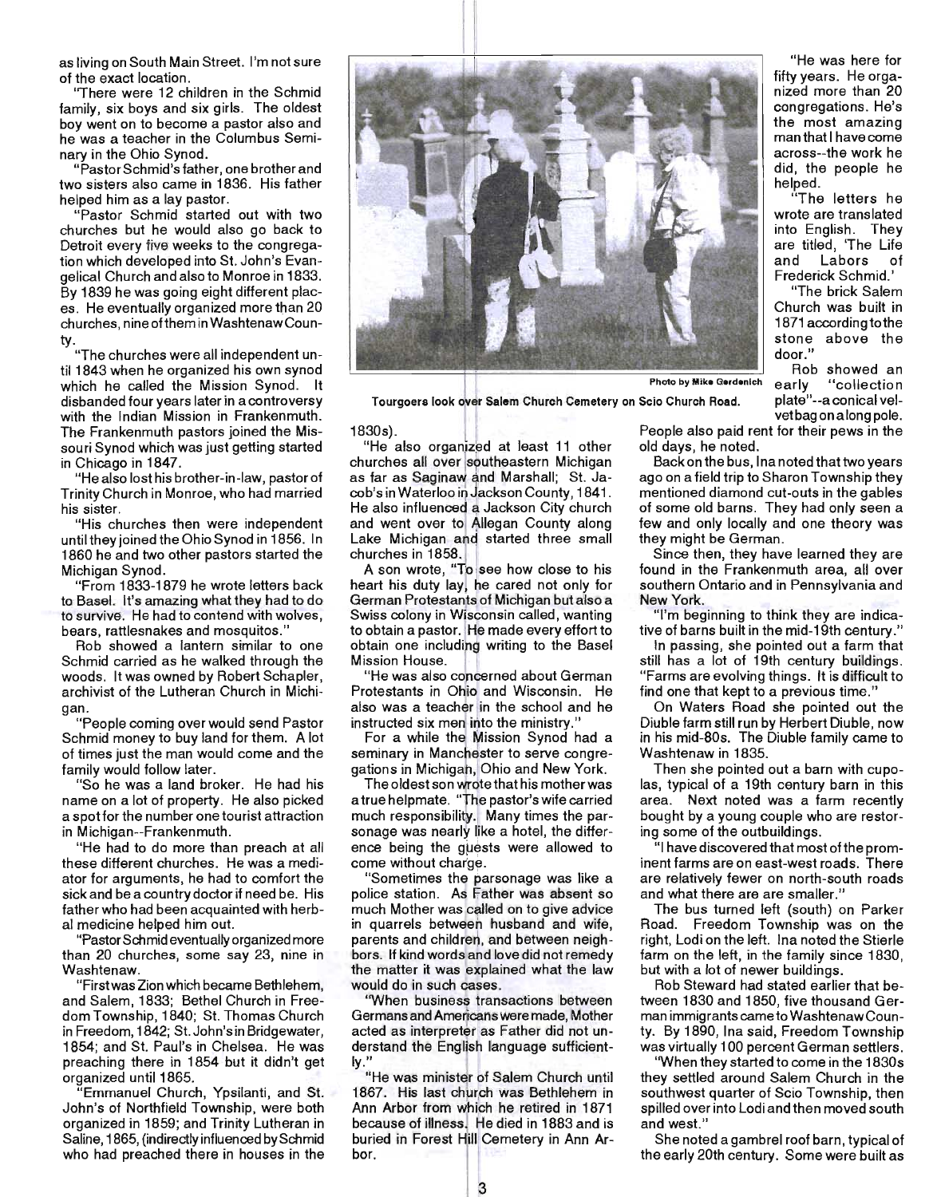as living on South Main Street. I'm not sure of the exact location.

"There were 12 children in the Schmid family, six boys and six girls. The oldest boy went on to become a pastor also and he was a teacher in the Columbus Seminary in the Ohio Synod.

"Pastor Schmid's father, one brother and two sisters also came in 1836. His father helped him as a lay pastor.

"Pastor Schmid started out with two churches but he would also go back to Detroit every five weeks to the congregation which developed into St. John's Evangelical Church and also to Monroe in 1833. By 1839 he was going eight different places. He eventually organized more than 20 churches, nine of them in Washtenaw County.

"The churches were all independent until 1843 when he organized his own synod which he called the Mission Synod. It disbanded four years later in a controversy with the Indian Mission in Frankenmuth. The Frankenmuth pastors joined the Missouri Synod which was just getting started in Chicago in 1847.

"He also lost his brother-in-law, pastor of Trinity Church in Monroe, who had married his sister.

"His churches then were independent until they joined the Ohio Synod in 1856. In 1860 he and two other pastors started the Michigan Synod.

"From 1833-1879 he wrote letters back to Basel. It's amazing what they had to do to survive. He had to contend with wolves, bears, rattlesnakes and mosquitos."

Rob showed a lantern similar to one Schmid carried as he walked through the woods. It was owned by Robert Schapler, archivist of the Lutheran Church in Michigan.

"People coming over would send Pastor Schmid money to buy land for them. A lot of times just the man would come and the family would follow later.

"So he was a land broker. He had his name on a lot of property. He also picked a spot for the number one tourist attraction in Michigan--Frankenmuth.

"He had to do more than preach at all these different churches. He was a mediator for arguments, he had to comfort the sick and be a country doctor if need be. His father who had been acquainted with herbal medicine helped him out.

"Pastor Schmid eventually organized more than 20 churches, some say 23, nine in Washtenaw.

"First was Zion which became Bethlehem, and Salem, 1833; Bethel Church in Freedom Township, 1840; St. Thomas Church in Freedom, 1842; St. John's in Bridgewater, 1854; and St. Paul's in Chelsea. He was preaching there in 1854 but it didn't get organized until 1865.

"Emmanuel Church, Ypsilanti, and St. John's of Northfield Township, were both organized in 1859; and Trinity Lutheran in Saline, 1865, (indirectly influenced by Schmid who had preached there in houses in the 1830s).

"He also organized at least 11 other churches all over southeastern Michigan as far as Saginaw and Marshall; St. Jacob's in Waterloo in Jackson County, 1841. He also influenced a Jackson City church and went over to Allegan County along Lake Michigan and started three small churches in 1858.

A son wrote, "To see how close to his heart his duty lay, he cared not only for German Protestants of Michigan but also a Swiss colony in Wisconsin called, wanting to obtain a pastor. He made every effort to obtain one including writing to the Basel Mission House.

"He was also concerned about German Protestants in Ohio and Wisconsin. He also was a teacher in the school and he instructed six men into the ministry."

For a while the Mission Synod had a seminary in Manchester to serve congregations in Michigan, Ohio and New York.

The oldest son wrote that his mother was a true helpmate. "The pastor's wife carried much responsibility. Many times the parsonage was nearly like a hotel, the difference being the guests were allowed to come without charge.

"Sometimes the parsonage was like a police station. As Father was absent so much Mother was called on to give advice in quarrels between husband and wife, parents and children, and between neighbors. If kind words and love did not remedy the matter it was explained what the law would do in such cases.

"When business transactions between Germans and Americans were made, Mother acted as interpreter as Father did not understand the English language sufficiently."

"He was minister of Salem Church until 1867. His last church was Bethlehem in Ann Arbor from which he retired in 1871 because of illness. He died in 1883 and is buried in Forest Hill Cemetery in Ann Arbor.

Photo by Mike Gerdenich

Tourgoers look over Salem Church Cemetery on Scio Church Road.

"He was here for fifty years. He organized more than 20 congregations. He's the most amazing man that I have come across--the work he did, the people he helped.

"The letters he wrote are translated into English. They are titled, 'The Life and Labors of Frederick Schmid.'

"The brick Salem Church was built in 1871 according to the stone above the door."

Rob showed an early "collection plate"--a conical velvet bag on a long pole. People also paid rent for their pews in the old days, he noted.

Back on the bus, Ina noted that two years ago on a field trip to Sharon Township they mentioned diamond cut-outs in the gables of some old barns. They had only seen a few and only locally and one theory was they might be German.

Since then, they have learned they are found in the Frankenmuth area, all over southern Ontario and in Pennsylvania and New York.

"I'm beginning to think they are indicative of barns built in the mid-19th century."

In passing, she pointed out a farm that still has a lot of 19th century buildings. "Farms are evolving things. It is difficult to find one that kept to a previous time."

On Waters Road she pointed out the Diuble farm still run by Herbert Diuble, now in his mid-80s. The Diuble family came to Washtenaw in 1835.

Then she pointed out a barn with cupolas, typical of a 19th century barn in this area. Next noted was a farm recently bought by a young couple who are restoring some of the outbuildings.

"I have discovered that most of the prominent farms are on east-west roads. There are relatively fewer on north-south roads and what there are are smaller."

The bus turned left (south) on Parker Road. Freedom Township was on the right, Lodi on the left. Ina noted the Stierle farm on the left, in the family since 1830, but with a lot of newer buildings.

Rob Steward had stated earlier that between 1830 and 1850, five thousand German immigrants came to Washtenaw County. By 1890, Ina said, Freedom Township was virtually 100 percent German settlers.

"When they started to come in the 1830s they settled around Salem Church in the southwest quarter of Scio Township, then spilled over into Lodi and then moved south and west."

She noted a gambrel roof barn, typical of the early 20th century. Some were built as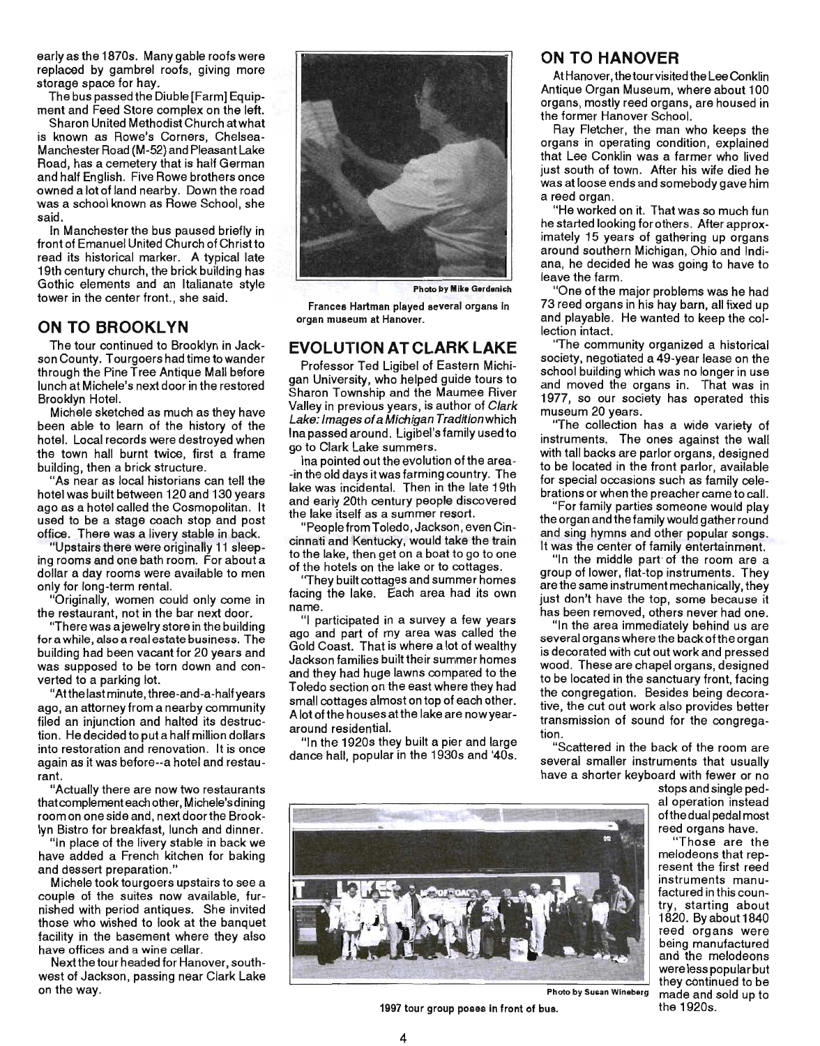early as the 1870s. Many gable roofs were replaced by gambrel roofs, giving more storage space for hay.

The bus passed the Diuble [Farm] Equipment and Feed Store complex on the left.

Sharon United Methodist Church at what is known as Rowe's Corners, Chelsea-Manchester Road (M-52) and Pleasant Lake Road, has a cemetery that is half German and half English. Five Rowe brothers once owned a lot of land nearby. Down the road was a school known as Rowe School, she said.

In Manchester the bus paused briefly in front of Emanuel United Church of Christ to read its historical marker. A typical late 19th century church, the brick building has Gothic elements and an Italianate style tower in the center front., she said.

## ON TO BROOKLYN

The tour continued to Brooklyn in Jackson County. Tourgoers had time to wander through the Pine Tree Antique Mall before lunch at Michele's next door in the restored Brooklyn Hotel.

Michele sketched as much as they have been able to learn of the history of the hotel. Local records were destroyed when the town hall burnt twice, first a frame building, then a brick structure.

"As near as local historians can tell the hotel was built between 120 and 130 years ago as a hotel called the Cosmopolitan. It used to be a stage coach stop and post office. There was a livery stable in back.

"Upstairs there were originally 11 sleeping rooms and one bath room. For about a dollar a day rooms were available to men only for long-term rental.

"Originally, women could only come in the restaurant, not in the bar next door.

"There was a jewelry store in the building for a while, also a real estate business. The building had been vacant for 20 years and was supposed to be torn down and converted to a parking lot.

"At the last minute, three-and-a-half years ago, an attorney from a nearby community filed an injunction and halted its destruction. He decided to put a half million dollars into restoration and renovation. It is once again as it was before--a hotel and restaurant.

"Actually there are now two restaurants that complement each other, Michele's dining room on one side and, next door the Brooklyn Bistro for breakfast, lunch and dinner.

"In place of the livery stable in back we have added a French kitchen for baking and dessert preparation."

Michele took tourgoers upstairs to see a couple of the suites now available, furnished with period antiques. She invited those who wished to look at the banquet facility in the basement where they also have offices and a wine cellar.

Next the tour headed for Hanover, southwest of Jackson, passing near Clark Lake on the way.

Photo by Mike Gerdenich

Frances Hartman played several organs in organ museum at Hanover.

## EVOLUTION AT CLARK LAKE

Professor Ted Ligibel of Eastern Michigan University, who helped guide tours to Sharon Township and the Maumee River Valley in previous years, is author of *Clark Lake: Images of a Michigan Tradition* which Ina passed around. Ligibel's family used to go to Clark Lake summers.

Ina pointed out the evolution of the area--in the old days it was farming country. The lake was incidental. Then in the late 19th and early 20th century people discovered the lake itself as a summer resort.

"People from Toledo, Jackson, even Cincinnati and Kentucky, would take the train to the lake, then get on a boat to go to one of the hotels on the lake or to cottages.

"They built cottages and summer homes facing the lake. Each area had its own name.

"I participated in a survey a few years ago and part of my area was called the Gold Coast. That is where a lot of wealthy Jackson families built their summer homes and they had huge lawns compared to the Toledo section on the east where they had small cottages almost on top of each other. A lot of the houses at the lake are now year-around residential.

"In the 1920s they built a pier and large dance hall, popular in the 1930s and '40s.

## ON TO HANOVER

At Hanover, the tour visited the Lee Conklin Antique Organ Museum, where about 100 organs, mostly reed organs, are housed in the former Hanover School.

Ray Fletcher, the man who keeps the organs in operating condition, explained that Lee Conklin was a farmer who lived just south of town. After his wife died he was at loose ends and somebody gave him a reed organ.

"He worked on it. That was so much fun he started looking for others. After approximately 15 years of gathering up organs around southern Michigan, Ohio and Indiana, he decided he was going to have to leave the farm.

"One of the major problems was he had 73 reed organs in his hay barn, all fixed up and playable. He wanted to keep the collection intact.

"The community organized a historical society, negotiated a 49-year lease on the school building which was no longer in use and moved the organs in. That was in 1977, so our society has operated this museum 20 years.

"The collection has a wide variety of instruments. The ones against the wall with tall backs are parlor organs, designed to be located in the front parlor, available for special occasions such as family celebrations or when the preacher came to call.

"For family parties someone would play the organ and the family would gather round and sing hymns and other popular songs. It was the center of family entertainment.

"In the middle part of the room are a group of lower, flat-top instruments. They are the same instrument mechanically, they just don't have the top, some because it has been removed, others never had one.

"In the area immediately behind us are several organs where the back of the organ is decorated with cut out work and pressed wood. These are chapel organs, designed to be located in the sanctuary front, facing the congregation. Besides being decorative, the cut out work also provides better transmission of sound for the congregation.

"Scattered in the back of the room are several smaller instruments that usually have a shorter keyboard with fewer or no stops and single pedal operation instead of the dual pedal most reed organs have.

"Those are the melodeons that represent the first reed instruments manufactured in this country, starting about 1820. By about 1840 reed organs were being manufactured and the melodeons were less popular but they continued to be made and sold up to the 1920s.

Photo by Susan Wineberg

1997 tour group poses in front of bus.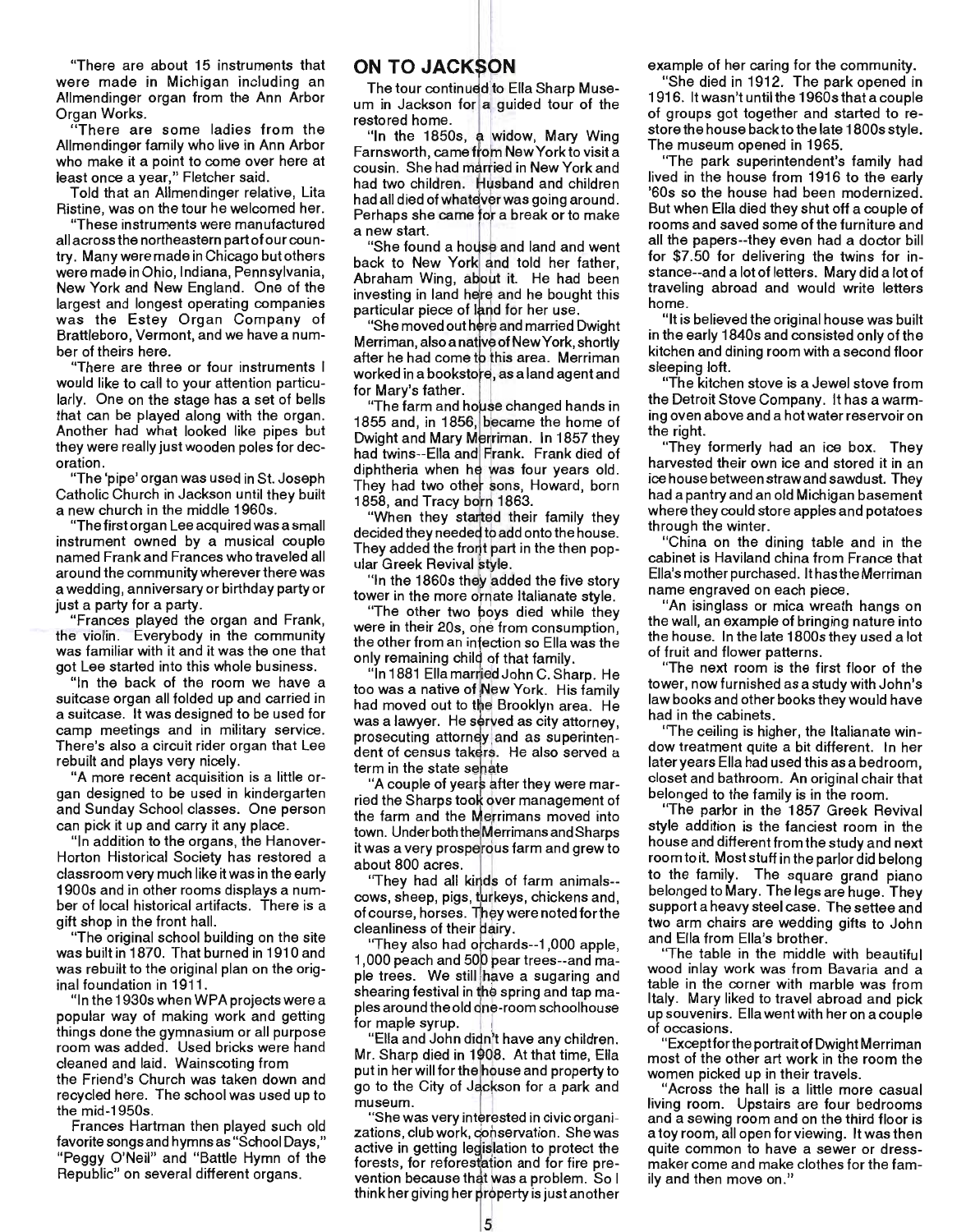"There are about 15 instruments that were made in Michigan including an Allmendinger organ from the Ann Arbor Organ Works.

"There are some ladies from the Allmendinger family who live in Ann Arbor who make it a point to come over here at least once a year," Fletcher said.

Told that an Allmendinger relative, Lita Ristine, was on the tour he welcomed her.

"These instruments were manufactured all across the northeastern part of our country. Many were made in Chicago but others were made in Ohio, Indiana, Pennsylvania, New York and New England. One of the largest and longest operating companies was the Estey Organ Company of Brattleboro, Vermont, and we have a number of theirs here.

"There are three or four instruments I would like to call to your attention particularly. One on the stage has a set of bells that can be played along with the organ. Another had what looked like pipes but they were really just wooden poles for decoration.

"The 'pipe' organ was used in St. Joseph Catholic Church in Jackson until they built a new church in the middle 1960s.

"The first organ Lee acquired was a small instrument owned by a musical couple named Frank and Frances who traveled all around the community wherever there was a wedding, anniversary or birthday party or just a party for a party.

"Frances played the organ and Frank, the violin. Everybody in the community was familiar with it and it was the one that got Lee started into this whole business.

"In the back of the room we have a suitcase organ all folded up and carried in a suitcase. It was designed to be used for camp meetings and in military service. There's also a circuit rider organ that Lee rebuilt and plays very nicely.

"A more recent acquisition is a little organ designed to be used in kindergarten and Sunday School classes. One person can pick it up and carry it any place.

"In addition to the organs, the Hanover-Horton Historical Society has restored a classroom very much like it was in the early 1900s and in other rooms displays a number of local historical artifacts. There is a gift shop in the front hall.

"The original school building on the site was built in 1870. That burned in 1910 and was rebuilt to the original plan on the original foundation in 1911.

"In the 1930s when WPA projects were a popular way of making work and getting things done the gymnasium or all purpose room was added. Used bricks were hand cleaned and laid. Wainscoting from the Friend's Church was taken down and recycled here. The school was used up to the mid-1950s.

Frances Hartman then played such old favorite songs and hymns as "School Days," "Peggy O'Neil" and "Battle Hymn of the Republic" on several different organs.

## ON TO JACKSON

The tour continued to Ella Sharp Museum in Jackson for a guided tour of the restored home.

"In the 1850s, a widow, Mary Wing Farnsworth, came from New York to visit a cousin. She had married in New York and had two children. Husband and children had all died of whatever was going around. Perhaps she came for a break or to make a new start.

"She found a house and land and went back to New York and told her father, Abraham Wing, about it. He had been investing in land here and he bought this particular piece of land for her use.

"She moved out here and married Dwight Merriman, also a native of New York, shortly after he had come to this area. Merriman worked in a bookstore, as a land agent and for Mary's father.

"The farm and house changed hands in 1855 and, in 1856, became the home of Dwight and Mary Merriman. In 1857 they had twins--Ella and Frank. Frank died of diphtheria when he was four years old. They had two other sons, Howard, born 1858, and Tracy born 1863.

"When they started their family they decided they needed to add onto the house. They added the front part in the then popular Greek Revival style.

"In the 1860s they added the five story tower in the more ornate Italianate style.

"The other two boys died while they were in their 20s, one from consumption, the other from an infection so Ella was the only remaining child of that family.

"In 1881 Ella married John C. Sharp. He too was a native of New York. His family had moved out to the Brooklyn area. He was a lawyer. He served as city attorney, prosecuting attorney and as superintendent of census takers. He also served a term in the state senate

"A couple of years after they were married the Sharps took over management of the farm and the Merrimans moved into town. Under both the Merrimans and Sharps it was a very prosperous farm and grew to about 800 acres.

"They had all kinds of farm animals--cows, sheep, pigs, turkeys, chickens and, of course, horses. They were noted for the cleanliness of their dairy.

"They also had orchards--1,000 apple, 1,000 peach and 500 pear trees--and maple trees. We still have a sugaring and shearing festival in the spring and tap maples around the old one-room schoolhouse for maple syrup.

"Ella and John didn't have any children. Mr. Sharp died in 1908. At that time, Ella put in her will for the house and property to go to the City of Jackson for a park and museum.

"She was very interested in civic organizations, club work, conservation. She was active in getting legislation to protect the forests, for reforestation and for fire prevention because that was a problem. So I think her giving her property is just another example of her caring for the community.

"She died in 1912. The park opened in 1916. It wasn't until the 1960s that a couple of groups got together and started to restore the house back to the late 1800s style. The museum opened in 1965.

"The park superintendent's family had lived in the house from 1916 to the early '60s so the house had been modernized. But when Ella died they shut off a couple of rooms and saved some of the furniture and all the papers--they even had a doctor bill for $7.50 for delivering the twins for instance--and a lot of letters. Mary did a lot of traveling abroad and would write letters home.

"It is believed the original house was built in the early 1840s and consisted only of the kitchen and dining room with a second floor sleeping loft.

"The kitchen stove is a Jewel stove from the Detroit Stove Company. It has a warming oven above and a hot water reservoir on the right.

"They formerly had an ice box. They harvested their own ice and stored it in an ice house between straw and sawdust. They had a pantry and an old Michigan basement where they could store apples and potatoes through the winter.

"China on the dining table and in the cabinet is Haviland china from France that Ella's mother purchased. It has the Merriman name engraved on each piece.

"An isinglass or mica wreath hangs on the wall, an example of bringing nature into the house. In the late 1800s they used a lot of fruit and flower patterns.

"The next room is the first floor of the tower, now furnished as a study with John's law books and other books they would have had in the cabinets.

"The ceiling is higher, the Italianate window treatment quite a bit different. In her later years Ella had used this as a bedroom, closet and bathroom. An original chair that belonged to the family is in the room.

"The parlor in the 1857 Greek Revival style addition is the fanciest room in the house and different from the study and next room to it. Most stuff in the parlor did belong to the family. The square grand piano belonged to Mary. The legs are huge. They support a heavy steel case. The settee and two arm chairs are wedding gifts to John and Ella from Ella's brother.

"The table in the middle with beautiful wood inlay work was from Bavaria and a table in the corner with marble was from Italy. Mary liked to travel abroad and pick up souvenirs. Ella went with her on a couple of occasions.

"Except for the portrait of Dwight Merriman most of the other art work in the room the women picked up in their travels.

"Across the hall is a little more casual living room. Upstairs are four bedrooms and a sewing room and on the third floor is a toy room, all open for viewing. It was then quite common to have a sewer or dressmaker come and make clothes for the family and then move on."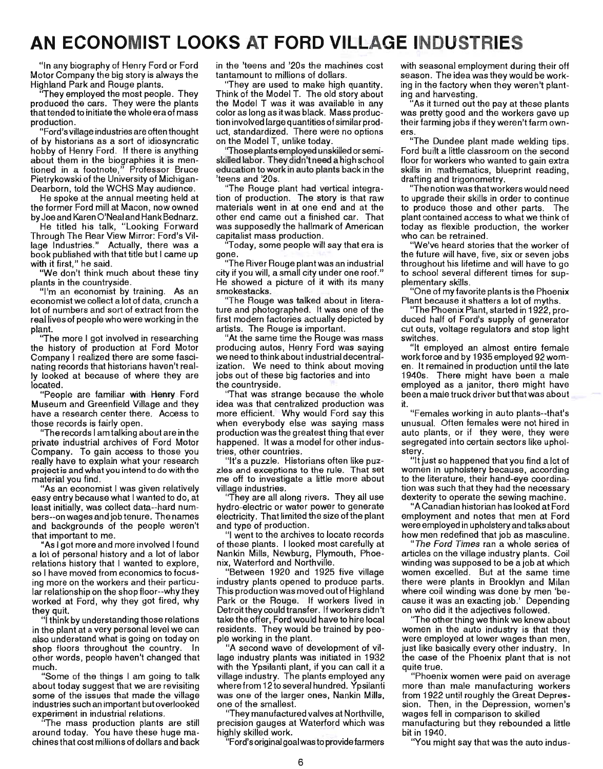# AN ECONOMIST LOOKS AT FORD VILLAGE INDUSTRIES

"In any biography of Henry Ford or Ford Motor Company the big story is always the Highland Park and Rouge plants.

"They employed the most people. They produced the cars. They were the plants that tended to initiate the whole era of mass production.

"Ford's village industries are often thought of by historians as a sort of idiosyncratic hobby of Henry Ford. If there is anything about them in the biographies it is mentioned in a footnote," Professor Bruce Pietrykowski of the University of Michigan-Dearborn, told the WCHS May audience.

He spoke at the annual meeting held at the former Ford mill at Macon, now owned by Joe and Karen O'Neal and Hank Bednarz.

He titled his talk, "Looking Forward Through The Rear View Mirror: Ford's Village Industries." Actually, there was a book published with that title but I came up with it first," he said.

"We don't think much about these tiny plants in the countryside.

"I'm an economist by training. As an economist we collect a lot of data, crunch a lot of numbers and sort of extract from the real lives of people who were working in the plant.

"The more I got involved in researching the history of production at Ford Motor Company I realized there are some fascinating records that historians haven't really looked at because of where they are located.

"People are familiar with Henry Ford Museum and Greenfield Village and they have a research center there. Access to those records is fairly open.

"The records I am talking about are in the private industrial archives of Ford Motor Company. To gain access to those you really have to explain what your research project is and what you intend to do with the material you find.

"As an economist I was given relatively easy entry because what I wanted to do, at least initially, was collect data--hard numbers--on wages and job tenure. The names and backgrounds of the people weren't that important to me.

"As I got more and more involved I found a lot of personal history and a lot of labor relations history that I wanted to explore, so I have moved from economics to focusing more on the workers and their particular relationship on the shop floor--why they worked at Ford, why they got fired, why they quit.

"I think by understanding those relations in the plant at a very personal level we can also understand what is going on today on shop floors throughout the country. In other words, people haven't changed that much.

"Some of the things I am going to talk about today suggest that we are revisiting some of the issues that made the village industries such an important but overlooked experiment in industrial relations.

"The mass production plants are still around today. You have these huge machines that cost millions of dollars and back in the 'teens and '20s the machines cost tantamount to millions of dollars.

"They are used to make high quantity. Think of the Model T. The old story about the Model T was it was available in any color as long as it was black. Mass production involved large quantities of similar product, standardized. There were no options on the Model T, unlike today.

"Those plants employed unskilled or semi-skilled labor. They didn't need a high school education to work in auto plants back in the 'teens and '20s.

"The Rouge plant had vertical integration of production. The story is that raw materials went in at one end and at the other end came out a finished car. That was supposedly the hallmark of American capitalist mass production.

"Today, some people will say that era is gone.

"The River Rouge plant was an industrial city if you will, a small city under one roof." He showed a picture of it with its many smokestacks.

"The Rouge was talked about in literature and photographed. It was one of the first modern factories actually depicted by artists. The Rouge is important.

"At the same time the Rouge was mass producing autos, Henry Ford was saying we need to think about industrial decentralization. We need to think about moving jobs out of these big factories and into the countryside.

"That was strange because the whole idea was that centralized production was more efficient. Why would Ford say this when everybody else was saying mass production was the greatest thing that ever happened. It was a model for other industries, other countries.

"It's a puzzle. Historians often like puzzles and exceptions to the rule. That set me off to investigate a little more about village industries.

"They are all along rivers. They all use hydro-electric or water power to generate electricity. That limited the size of the plant and type of production.

"I went to the archives to locate records of these plants. I looked most carefully at Nankin Mills, Newburg, Plymouth, Phoenix, Waterford and Northville.

"Between 1920 and 1925 five village industry plants opened to produce parts. This production was moved out of Highland Park or the Rouge. If workers lived in Detroit they could transfer. If workers didn't take the offer, Ford would have to hire local residents. They would be trained by people working in the plant.

"A second wave of development of village industry plants was initiated in 1932 with the Ypsilanti plant, if you can call it a village industry. The plants employed any where from 12 to several hundred. Ypsilanti was one of the larger ones, Nankin Mills, one of the smallest.

"They manufactured valves at Northville, precision gauges at Waterford which was highly skilled work.

"Ford's original goal was to provide farmers with seasonal employment during their off season. The idea was they would be working in the factory when they weren't planting and harvesting.

"As it turned out the pay at these plants was pretty good and the workers gave up their farming jobs if they weren't farm owners.

"The Dundee plant made welding tips. Ford built a little classroom on the second floor for workers who wanted to gain extra skills in mathematics, blueprint reading, drafting and trigonometry.

"The notion was that workers would need to upgrade their skills in order to continue to produce those and other parts. The plant contained access to what we think of today as flexible production, the worker who can be retrained.

"We've heard stories that the worker of the future will have, five, six or seven jobs throughout his lifetime and will have to go to school several different times for supplementary skills.

"One of my favorite plants is the Phoenix Plant because it shatters a lot of myths.

"The Phoenix Plant, started in 1922, produced half of Ford's supply of generator cut outs, voltage regulators and stop light switches.

"It employed an almost entire female work force and by 1935 employed 92 women. It remained in production until the late 1940s. There might have been a male employed as a janitor, there might have been a male truck driver but that was about it.

"Females working in auto plants--that's unusual. Often females were not hired in auto plants, or if they were, they were segregated into certain sectors like upholstery.

"It just so happened that you find a lot of women in upholstery because, according to the literature, their hand-eye coordination was such that they had the necessary dexterity to operate the sewing machine.

"A Canadian historian has looked at Ford employment and notes that men at Ford were employed in upholstery and talks about how men redefined that job as masculine.

"*The Ford Times* ran a whole series of articles on the village industry plants. Coil winding was supposed to be a job at which women excelled. But at the same time there were plants in Brooklyn and Milan where coil winding was done by men 'because it was an exacting job.' Depending on who did it the adjectives followed.

"The other thing we think we knew about women in the auto industry is that they were employed at lower wages than men, just like basically every other industry. In the case of the Phoenix plant that is not quite true.

"Phoenix women were paid on average more than male manufacturing workers from 1922 until roughly the Great Depression. Then, in the Depression, women's wages fell in comparison to skilled manufacturing but they rebounded a little bit in 1940.

"You might say that was the auto indus-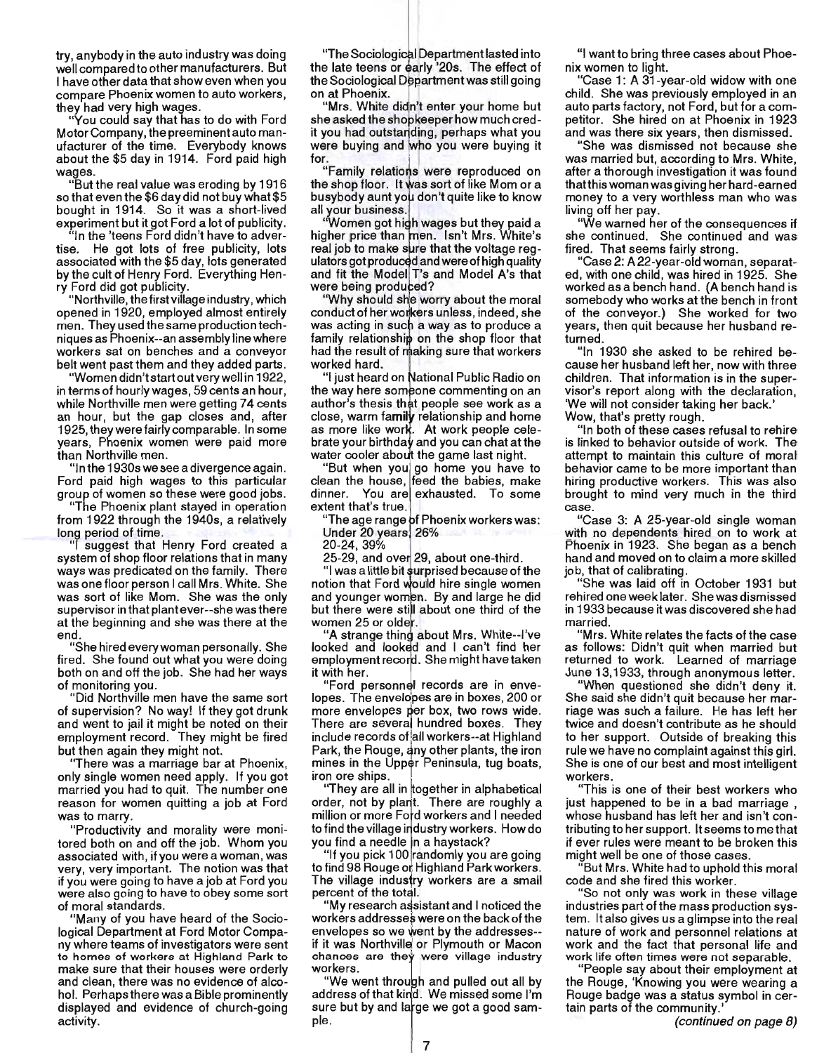try, anybody in the auto industry was doing well compared to other manufacturers. But I have other data that show even when you compare Phoenix women to auto workers, they had very high wages.

"You could say that has to do with Ford Motor Company, the preeminent auto manufacturer of the time. Everybody knows about the $5 day in 1914. Ford paid high wages.

"But the real value was eroding by 1916 so that even the $6 day did not buy what $5 bought in 1914. So it was a short-lived experiment but it got Ford a lot of publicity.

"In the 'teens Ford didn't have to advertise. He got lots of free publicity, lots associated with the $5 day, lots generated by the cult of Henry Ford. Everything Henry Ford did got publicity.

"Northville, the first village industry, which opened in 1920, employed almost entirely men. They used the same production techniques as Phoenix--an assembly line where workers sat on benches and a conveyor belt went past them and they added parts.

"Women didn't start out very well in 1922, in terms of hourly wages, 59 cents an hour, while Northville men were getting 74 cents an hour, but the gap closes and, after 1925, they were fairly comparable. In some years, Phoenix women were paid more than Northville men.

"In the 1930s we see a divergence again. Ford paid high wages to this particular group of women so these were good jobs.

"The Phoenix plant stayed in operation from 1922 through the 1940s, a relatively long period of time.

"I suggest that Henry Ford created a system of shop floor relations that in many ways was predicated on the family. There was one floor person I call Mrs. White. She was sort of like Mom. She was the only supervisor in that plant ever--she was there at the beginning and she was there at the end.

"She hired every woman personally. She fired. She found out what you were doing both on and off the job. She had her ways of monitoring you.

"Did Northville men have the same sort of supervision? No way! If they got drunk and went to jail it might be noted on their employment record. They might be fired but then again they might not.

"There was a marriage bar at Phoenix, only single women need apply. If you got married you had to quit. The number one reason for women quitting a job at Ford was to marry.

"Productivity and morality were monitored both on and off the job. Whom you associated with, if you were a woman, was very, very important. The notion was that if you were going to have a job at Ford you were also going to have to obey some sort of moral standards.

"Many of you have heard of the Sociological Department at Ford Motor Company where teams of investigators were sent to homes of workers at Highland Park to make sure that their houses were orderly and clean, there was no evidence of alcohol. Perhaps there was a Bible prominently displayed and evidence of church-going activity.

"The Sociological Department lasted into the late teens or early '20s. The effect of the Sociological Department was still going on at Phoenix.

"Mrs. White didn't enter your home but she asked the shopkeeper how much credit you had outstanding, perhaps what you were buying and who you were buying it for.

"Family relations were reproduced on the shop floor. It was sort of like Mom or a busybody aunt you don't quite like to know all your business.

"Women got high wages but they paid a higher price than men. Isn't Mrs. White's real job to make sure that the voltage regulators got produced and were of high quality and fit the Model T's and Model A's that were being produced?

"Why should she worry about the moral conduct of her workers unless, indeed, she was acting in such a way as to produce a family relationship on the shop floor that had the result of making sure that workers worked hard.

"I just heard on National Public Radio on the way here someone commenting on an author's thesis that people see work as a close, warm family relationship and home as more like work. At work people celebrate your birthday and you can chat at the water cooler about the game last night.

"But when you go home you have to clean the house, feed the babies, make dinner. You are exhausted. To some extent that's true.

"The age range of Phoenix workers was:
Under 20 years, 26%
20-24, 39%
25-29, and over 29, about one-third.

"I was a little bit surprised because of the notion that Ford would hire single women and younger women. By and large he did but there were still about one third of the women 25 or older.

"A strange thing about Mrs. White--I've looked and looked and I can't find her employment record. She might have taken it with her.

"Ford personnel records are in envelopes. The envelopes are in boxes, 200 or more envelopes per box, two rows wide. There are several hundred boxes. They include records of all workers--at Highland Park, the Rouge, any other plants, the iron mines in the Upper Peninsula, tug boats, iron ore ships.

"They are all in together in alphabetical order, not by plant. There are roughly a million or more Ford workers and I needed to find the village industry workers. How do you find a needle in a haystack?

"If you pick 100 randomly you are going to find 98 Rouge or Highland Park workers. The village industry workers are a small percent of the total.

"My research assistant and I noticed the workers addresses were on the back of the envelopes so we went by the addresses--if it was Northville or Plymouth or Macon chances are they were village industry workers.

"We went through and pulled out all by address of that kind. We missed some I'm sure but by and large we got a good sample.

"I want to bring three cases about Phoenix women to light.

"Case 1: A 31-year-old widow with one child. She was previously employed in an auto parts factory, not Ford, but for a competitor. She hired on at Phoenix in 1923 and was there six years, then dismissed.

"She was dismissed not because she was married but, according to Mrs. White, after a thorough investigation it was found that this woman was giving her hard-earned money to a very worthless man who was living off her pay.

"We warned her of the consequences if she continued. She continued and was fired. That seems fairly strong.

"Case 2: A 22-year-old woman, separated, with one child, was hired in 1925. She worked as a bench hand. (A bench hand is somebody who works at the bench in front of the conveyor.) She worked for two years, then quit because her husband returned.

"In 1930 she asked to be rehired because her husband left her, now with three children. That information is in the supervisor's report along with the declaration, 'We will not consider taking her back.' Wow, that's pretty rough.

"In both of these cases refusal to rehire is linked to behavior outside of work. The attempt to maintain this culture of moral behavior came to be more important than hiring productive workers. This was also brought to mind very much in the third case.

"Case 3: A 25-year-old single woman with no dependents hired on to work at Phoenix in 1923. She began as a bench hand and moved on to claim a more skilled job, that of calibrating.

"She was laid off in October 1931 but rehired one week later. She was dismissed in 1933 because it was discovered she had married.

"Mrs. White relates the facts of the case as follows: Didn't quit when married but returned to work. Learned of marriage June 13,1933, through anonymous letter.

"When questioned she didn't deny it. She said she didn't quit because her marriage was such a failure. He has left her twice and doesn't contribute as he should to her support. Outside of breaking this rule we have no complaint against this girl. She is one of our best and most intelligent workers.

"This is one of their best workers who just happened to be in a bad marriage , whose husband has left her and isn't contributing to her support. It seems to me that if ever rules were meant to be broken this might well be one of those cases.

"But Mrs. White had to uphold this moral code and she fired this worker.

"So not only was work in these village industries part of the mass production system. It also gives us a glimpse into the real nature of work and personnel relations at work and the fact that personal life and work life often times were not separable.

"People say about their employment at the Rouge, 'Knowing you were wearing a Rouge badge was a status symbol in certain parts of the community.'

*(continued on page 8)*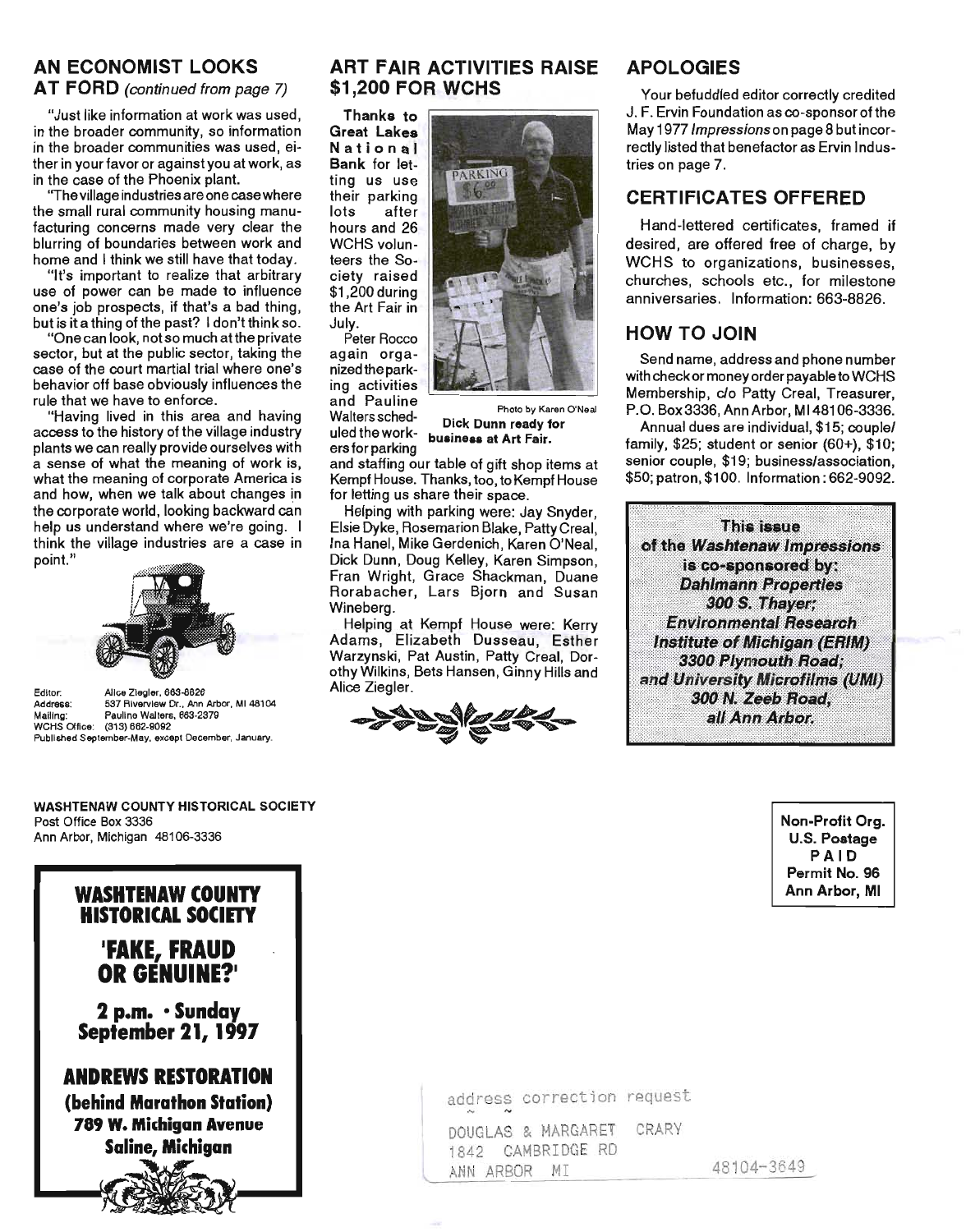## AN ECONOMIST LOOKS AT FORD *(continued from page 7)*

"Just like information at work was used, in the broader community, so information in the broader communities was used, either in your favor or against you at work, as in the case of the Phoenix plant.

"The village industries are one case where the small rural community housing manufacturing concerns made very clear the blurring of boundaries between work and home and I think we still have that today.

"It's important to realize that arbitrary use of power can be made to influence one's job prospects, if that's a bad thing, but is it a thing of the past? I don't think so.

"One can look, not so much at the private sector, but at the public sector, taking the case of the court martial trial where one's behavior off base obviously influences the rule that we have to enforce.

"Having lived in this area and having access to the history of the village industry plants we can really provide ourselves with a sense of what the meaning of work is, what the meaning of corporate America is and how, when we talk about changes in the corporate world, looking backward can help us understand where we're going. I think the village industries are a case in point."

Editor: Alice Ziegler, 663-8826
Address: 537 Riverview Dr., Ann Arbor, MI 48104
Mailing: Pauline Walters, 663-2379
WCHS Office: (313) 662-9092
Published September-May, except December, January.

## ART FAIR ACTIVITIES RAISE $1,200 FOR WCHS

**Thanks to Great Lakes National Bank** for letting us use their parking lots after hours and 26 WCHS volunteers the Society raised $1,200 during the Art Fair in July.

Peter Rocco again organized the parking activities and Pauline Walters scheduled the workers for parking and staffing our table of gift shop items at Kempf House. Thanks, too, to Kempf House for letting us share their space.

Photo by Karen O'Neal

**Dick Dunn ready for business at Art Fair.**

Helping with parking were: Jay Snyder, Elsie Dyke, Rosemarion Blake, Patty Creal, Ina Hanel, Mike Gerdenich, Karen O'Neal, Dick Dunn, Doug Kelley, Karen Simpson, Fran Wright, Grace Shackman, Duane Rorabacher, Lars Bjorn and Susan Wineberg.

Helping at Kempf House were: Kerry Adams, Elizabeth Dusseau, Esther Warzynski, Pat Austin, Patty Creal, Dorothy Wilkins, Bets Hansen, Ginny Hills and Alice Ziegler.

## APOLOGIES

Your befuddled editor correctly credited J. F. Ervin Foundation as co-sponsor of the May 1977 *Impressions* on page 8 but incorrectly listed that benefactor as Ervin Industries on page 7.

## CERTIFICATES OFFERED

Hand-lettered certificates, framed if desired, are offered free of charge, by WCHS to organizations, businesses, churches, schools etc., for milestone anniversaries. Information: 663-8826.

## HOW TO JOIN

Send name, address and phone number with check or money order payable to WCHS Membership, c/o Patty Creal, Treasurer, P.O. Box 3336, Ann Arbor, MI 48106-3336.

Annual dues are individual, $15; couple/family, $25; student or senior (60+), $10; senior couple, $19; business/association, $50; patron, $100. Information: 662-9092.

**This issue of the *Washtenaw Impressions* is co-sponsored by: *Dahlmann Properties 300 S. Thayer; Environmental Research Institute of Michigan (ERIM) 3300 Plymouth Road; and University Microfilms (UMI) 300 N. Zeeb Road, all Ann Arbor.***

**WASHTENAW COUNTY HISTORICAL SOCIETY**
Post Office Box 3336
Ann Arbor, Michigan 48106-3336

Non-Profit Org.
U.S. Postage
PAID
Permit No. 96
Ann Arbor, MI

**WASHTENAW COUNTY HISTORICAL SOCIETY**

**'FAKE, FRAUD OR GENUINE?'**

**2 p.m. • Sunday September 21, 1997**

**ANDREWS RESTORATION**
**(behind Marathon Station)**
**789 W. Michigan Avenue**
**Saline, Michigan**

address correction request
DOUGLAS & MARGARET CRARY
1842 CAMBRIDGE RD
ANN ARBOR MI 48104-3649